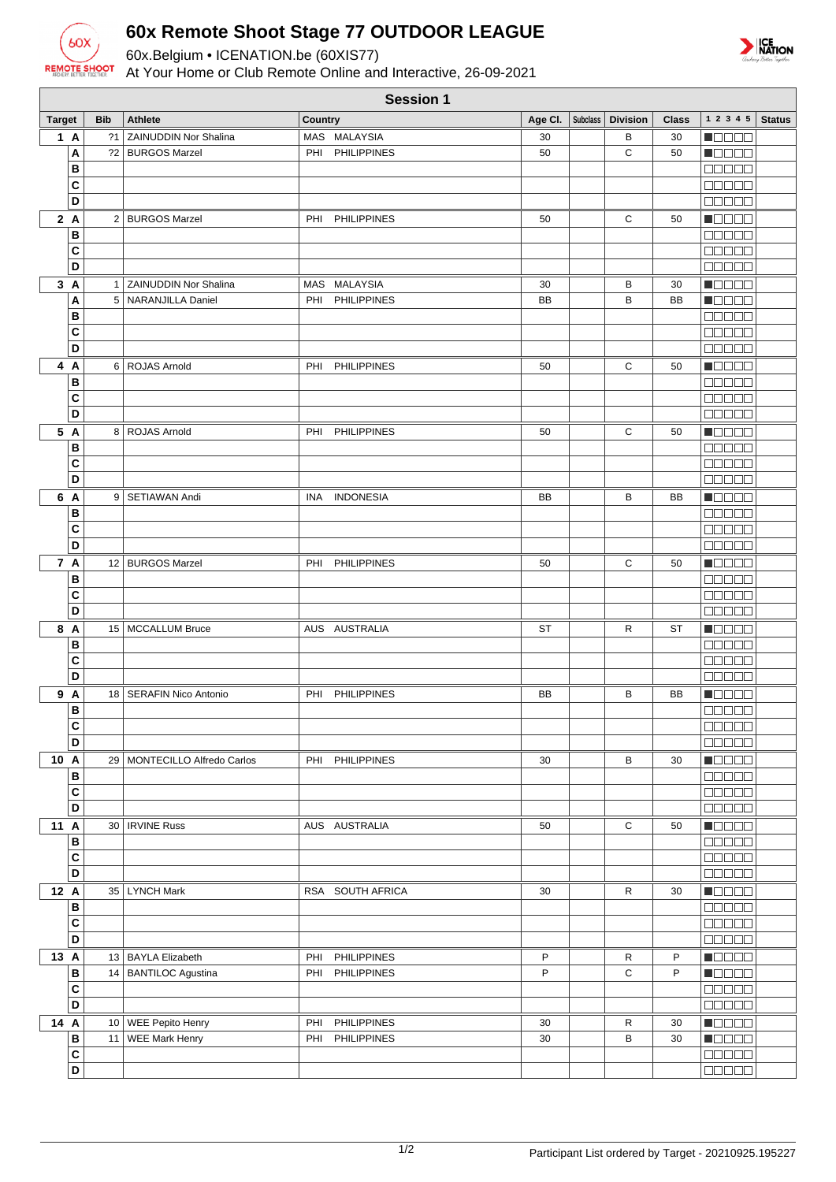# 60x Remote Shoot Stage 77 OUTDOOR LEAGUE

60x.Belgium • ICENATION.be (60XIS77)

At Your Home or Club Remote Online and Interactive, 26-09-2021

## Session 1

| Target | | Bib | Athlete | Country | Age Cl. | Subclass | Division | Class | 1 2 3 4 5 | Status |
|---|---|---|---|---|---|---|---|---|---|---|
| 1 | A | ?1 | ZAINUDDIN Nor Shalina | MAS MALAYSIA | 30 | | B | 30 | ■□□□□ | |
| | A | ?2 | BURGOS Marzel | PHI PHILIPPINES | 50 | | C | 50 | ■□□□□ | |
| | B | | | | | | | | □□□□□ | |
| | C | | | | | | | | □□□□□ | |
| | D | | | | | | | | □□□□□ | |
| 2 | A | 2 | BURGOS Marzel | PHI PHILIPPINES | 50 | | C | 50 | ■□□□□ | |
| | B | | | | | | | | □□□□□ | |
| | C | | | | | | | | □□□□□ | |
| | D | | | | | | | | □□□□□ | |
| 3 | A | 1 | ZAINUDDIN Nor Shalina | MAS MALAYSIA | 30 | | B | 30 | ■□□□□ | |
| | A | 5 | NARANJILLA Daniel | PHI PHILIPPINES | BB | | B | BB | ■□□□□ | |
| | B | | | | | | | | □□□□□ | |
| | C | | | | | | | | □□□□□ | |
| | D | | | | | | | | □□□□□ | |
| 4 | A | 6 | ROJAS Arnold | PHI PHILIPPINES | 50 | | C | 50 | ■□□□□ | |
| | B | | | | | | | | □□□□□ | |
| | C | | | | | | | | □□□□□ | |
| | D | | | | | | | | □□□□□ | |
| 5 | A | 8 | ROJAS Arnold | PHI PHILIPPINES | 50 | | C | 50 | ■□□□□ | |
| | B | | | | | | | | □□□□□ | |
| | C | | | | | | | | □□□□□ | |
| | D | | | | | | | | □□□□□ | |
| 6 | A | 9 | SETIAWAN Andi | INA INDONESIA | BB | | B | BB | ■□□□□ | |
| | B | | | | | | | | □□□□□ | |
| | C | | | | | | | | □□□□□ | |
| | D | | | | | | | | □□□□□ | |
| 7 | A | 12 | BURGOS Marzel | PHI PHILIPPINES | 50 | | C | 50 | ■□□□□ | |
| | B | | | | | | | | □□□□□ | |
| | C | | | | | | | | □□□□□ | |
| | D | | | | | | | | □□□□□ | |
| 8 | A | 15 | MCCALLUM Bruce | AUS AUSTRALIA | ST | | R | ST | ■□□□□ | |
| | B | | | | | | | | □□□□□ | |
| | C | | | | | | | | □□□□□ | |
| | D | | | | | | | | □□□□□ | |
| 9 | A | 18 | SERAFIN Nico Antonio | PHI PHILIPPINES | BB | | B | BB | ■□□□□ | |
| | B | | | | | | | | □□□□□ | |
| | C | | | | | | | | □□□□□ | |
| | D | | | | | | | | □□□□□ | |
| 10 | A | 29 | MONTECILLO Alfredo Carlos | PHI PHILIPPINES | 30 | | B | 30 | ■□□□□ | |
| | B | | | | | | | | □□□□□ | |
| | C | | | | | | | | □□□□□ | |
| | D | | | | | | | | □□□□□ | |
| 11 | A | 30 | IRVINE Russ | AUS AUSTRALIA | 50 | | C | 50 | ■□□□□ | |
| | B | | | | | | | | □□□□□ | |
| | C | | | | | | | | □□□□□ | |
| | D | | | | | | | | □□□□□ | |
| 12 | A | 35 | LYNCH Mark | RSA SOUTH AFRICA | 30 | | R | 30 | ■□□□□ | |
| | B | | | | | | | | □□□□□ | |
| | C | | | | | | | | □□□□□ | |
| | D | | | | | | | | □□□□□ | |
| 13 | A | 13 | BAYLA Elizabeth | PHI PHILIPPINES | P | | R | P | ■□□□□ | |
| | B | 14 | BANTILOC Agustina | PHI PHILIPPINES | P | | C | P | ■□□□□ | |
| | C | | | | | | | | □□□□□ | |
| | D | | | | | | | | □□□□□ | |
| 14 | A | 10 | WEE Pepito Henry | PHI PHILIPPINES | 30 | | R | 30 | ■□□□□ | |
| | B | 11 | WEE Mark Henry | PHI PHILIPPINES | 30 | | B | 30 | ■□□□□ | |
| | C | | | | | | | | □□□□□ | |
| | D | | | | | | | | □□□□□ | |

Participant List ordered by Target - 20210925.195227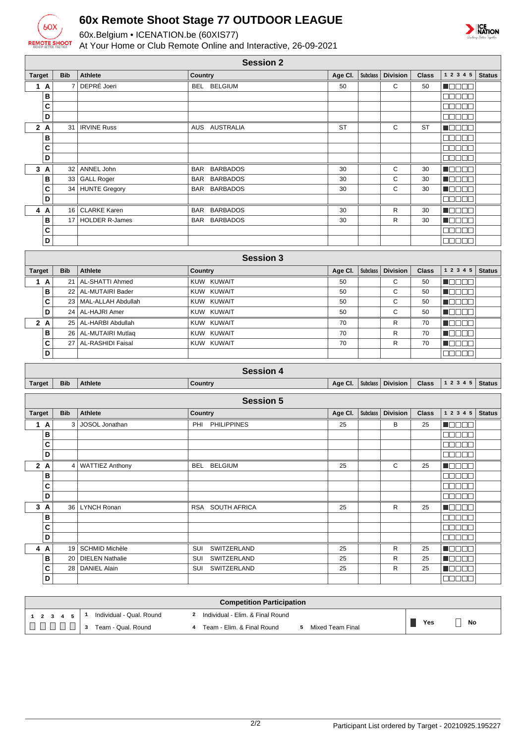# 60x Remote Shoot Stage 77 OUTDOOR LEAGUE

60x.Belgium • ICENATION.be (60XIS77)

At Your Home or Club Remote Online and Interactive, 26-09-2021

## Session 2

| Target | Bib | Athlete | Country | Age Cl. | Subclass | Division | Class | 1 2 3 4 5 | Status |
|---|---|---|---|---|---|---|---|---|---|
| 1 A | 7 | DEPRÉ Joeri | BEL BELGIUM | 50 | | C | 50 | ■□□□□ | |
| B | | | | | | | | □□□□□ | |
| C | | | | | | | | □□□□□ | |
| D | | | | | | | | □□□□□ | |
| 2 A | 31 | IRVINE Russ | AUS AUSTRALIA | ST | | C | ST | ■□□□□ | |
| B | | | | | | | | □□□□□ | |
| C | | | | | | | | □□□□□ | |
| D | | | | | | | | □□□□□ | |
| 3 A | 32 | ANNEL John | BAR BARBADOS | 30 | | C | 30 | ■□□□□ | |
| B | 33 | GALL Roger | BAR BARBADOS | 30 | | C | 30 | ■□□□□ | |
| C | 34 | HUNTE Gregory | BAR BARBADOS | 30 | | C | 30 | ■□□□□ | |
| D | | | | | | | | □□□□□ | |
| 4 A | 16 | CLARKE Karen | BAR BARBADOS | 30 | | R | 30 | ■□□□□ | |
| B | 17 | HOLDER R-James | BAR BARBADOS | 30 | | R | 30 | ■□□□□ | |
| C | | | | | | | | □□□□□ | |
| D | | | | | | | | □□□□□ | |

## Session 3

| Target | Bib | Athlete | Country | Age Cl. | Subclass | Division | Class | 1 2 3 4 5 | Status |
|---|---|---|---|---|---|---|---|---|---|
| 1 A | 21 | AL-SHATTI Ahmed | KUW KUWAIT | 50 | | C | 50 | ■□□□□ | |
| B | 22 | AL-MUTAIRI Bader | KUW KUWAIT | 50 | | C | 50 | ■□□□□ | |
| C | 23 | MAL-ALLAH Abdullah | KUW KUWAIT | 50 | | C | 50 | ■□□□□ | |
| D | 24 | AL-HAJRI Amer | KUW KUWAIT | 50 | | C | 50 | ■□□□□ | |
| 2 A | 25 | AL-HARBI Abdullah | KUW KUWAIT | 70 | | R | 70 | ■□□□□ | |
| B | 26 | AL-MUTAIRI Mutlaq | KUW KUWAIT | 70 | | R | 70 | ■□□□□ | |
| C | 27 | AL-RASHIDI Faisal | KUW KUWAIT | 70 | | R | 70 | ■□□□□ | |
| D | | | | | | | | □□□□□ | |

## Session 4

| Target | Bib | Athlete | Country | Age Cl. | Subclass | Division | Class | 1 2 3 4 5 | Status |
|---|---|---|---|---|---|---|---|---|---|

## Session 5

| Target | Bib | Athlete | Country | Age Cl. | Subclass | Division | Class | 1 2 3 4 5 | Status |
|---|---|---|---|---|---|---|---|---|---|
| 1 A | 3 | JOSOL Jonathan | PHI PHILIPPINES | 25 | | B | 25 | ■□□□□ | |
| B | | | | | | | | □□□□□ | |
| C | | | | | | | | □□□□□ | |
| D | | | | | | | | □□□□□ | |
| 2 A | 4 | WATTIEZ Anthony | BEL BELGIUM | 25 | | C | 25 | ■□□□□ | |
| B | | | | | | | | □□□□□ | |
| C | | | | | | | | □□□□□ | |
| D | | | | | | | | □□□□□ | |
| 3 A | 36 | LYNCH Ronan | RSA SOUTH AFRICA | 25 | | R | 25 | ■□□□□ | |
| B | | | | | | | | □□□□□ | |
| C | | | | | | | | □□□□□ | |
| D | | | | | | | | □□□□□ | |
| 4 A | 19 | SCHMID Michèle | SUI SWITZERLAND | 25 | | R | 25 | ■□□□□ | |
| B | 20 | DIELEN Nathalie | SUI SWITZERLAND | 25 | | R | 25 | ■□□□□ | |
| C | 28 | DANIEL Alain | SUI SWITZERLAND | 25 | | R | 25 | ■□□□□ | |
| D | | | | | | | | □□□□□ | |

## Competition Participation

| 1 2 3 4 5 | | | |
|---|---|---|---|
| □□□□□ | 1 Individual - Qual. Round | 2 Individual - Elim. & Final Round | ■ Yes |
| | 3 Team - Qual. Round | 4 Team - Elim. & Final Round &nbsp; 5 Mixed Team Final | □ No |

Participant List ordered by Target - 20210925.195227